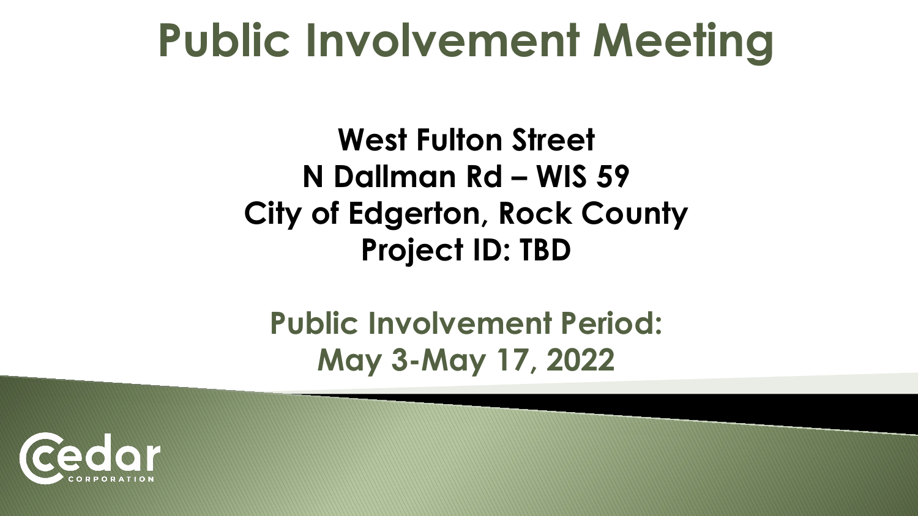# Public Involvement Meeting

**West Fulton Street**
**N Dallman Rd – WIS 59**
**City of Edgerton, Rock County**
**Project ID: TBD**

**Public Involvement Period:**
**May 3-May 17, 2022**

Cedar Corporation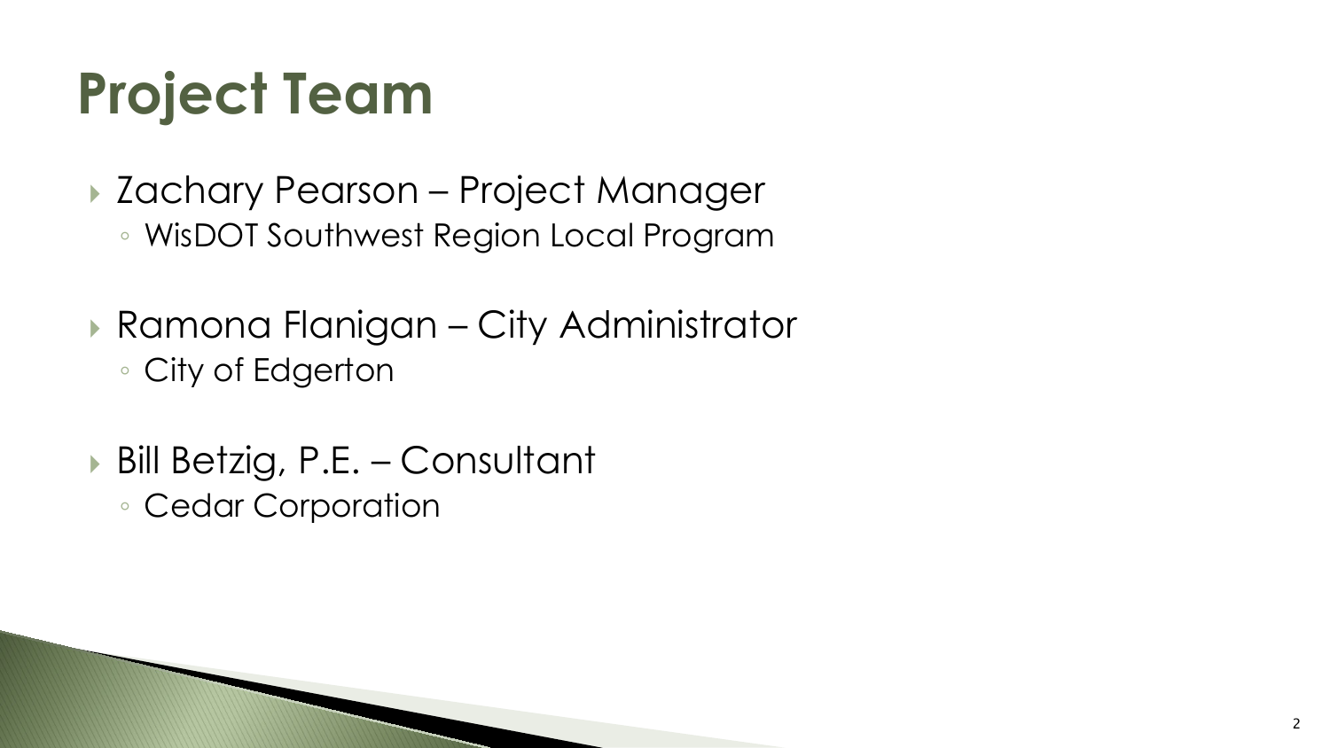# Project Team

- Zachary Pearson – Project Manager
  - WisDOT Southwest Region Local Program
- Ramona Flanigan – City Administrator
  - City of Edgerton
- Bill Betzig, P.E. – Consultant
  - Cedar Corporation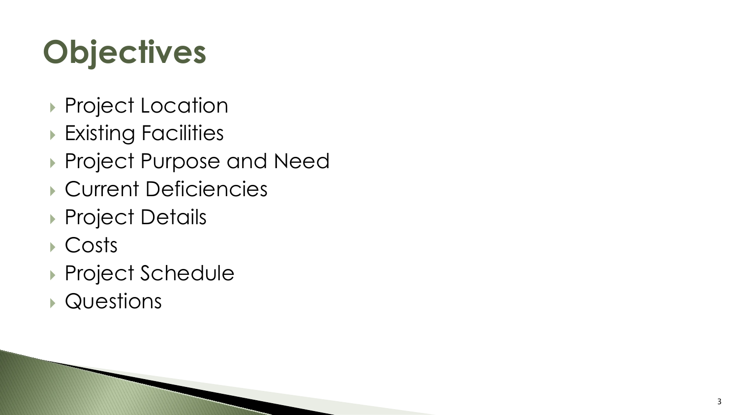# Objectives

- Project Location
- Existing Facilities
- Project Purpose and Need
- Current Deficiencies
- Project Details
- Costs
- Project Schedule
- Questions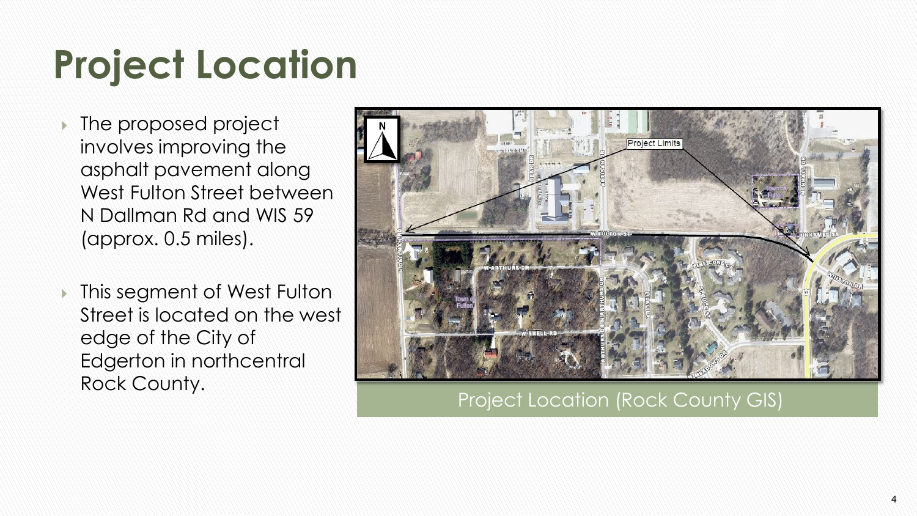# Project Location

- The proposed project involves improving the asphalt pavement along West Fulton Street between N Dallman Rd and WIS 59 (approx. 0.5 miles).
- This segment of West Fulton Street is located on the west edge of the City of Edgerton in northcentral Rock County.

Project Location (Rock County GIS)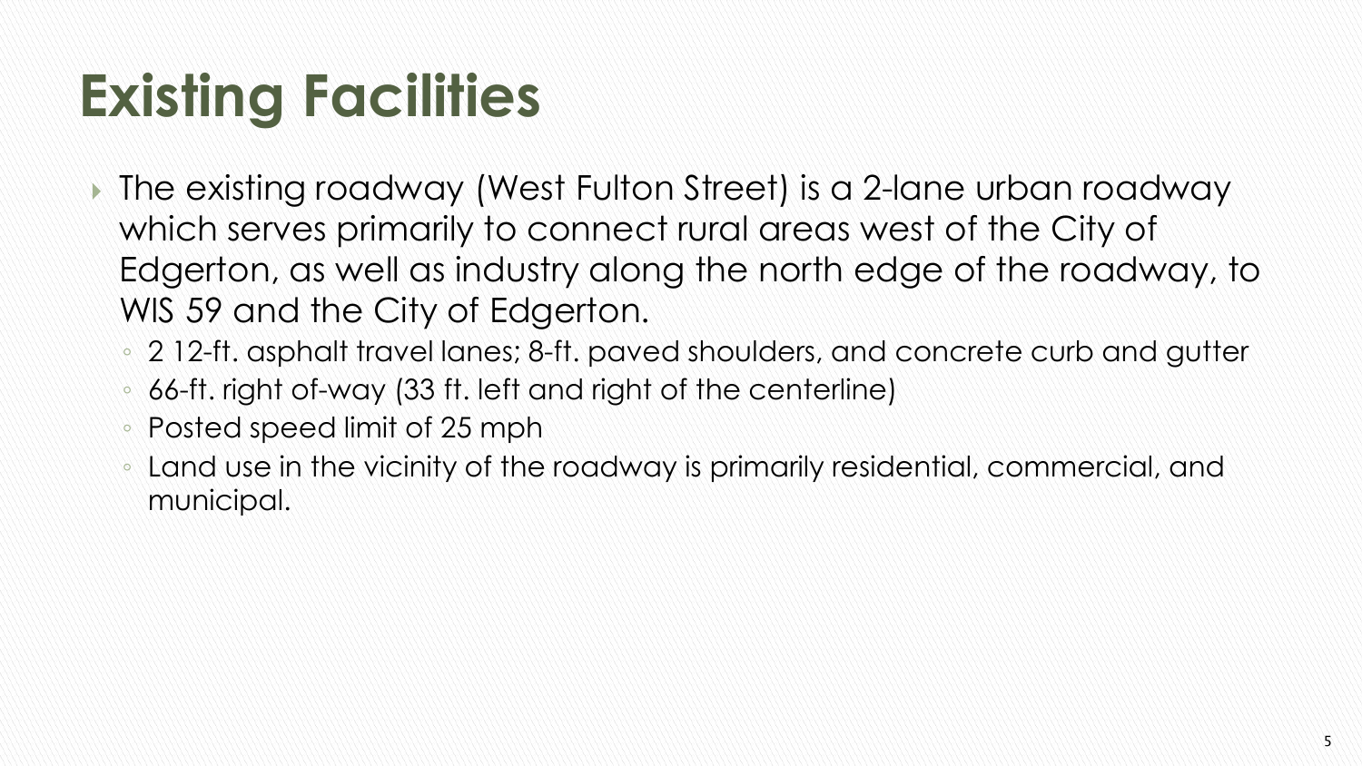# Existing Facilities

- The existing roadway (West Fulton Street) is a 2-lane urban roadway which serves primarily to connect rural areas west of the City of Edgerton, as well as industry along the north edge of the roadway, to WIS 59 and the City of Edgerton.
  - 2 12-ft. asphalt travel lanes; 8-ft. paved shoulders, and concrete curb and gutter
  - 66-ft. right of-way (33 ft. left and right of the centerline)
  - Posted speed limit of 25 mph
  - Land use in the vicinity of the roadway is primarily residential, commercial, and municipal.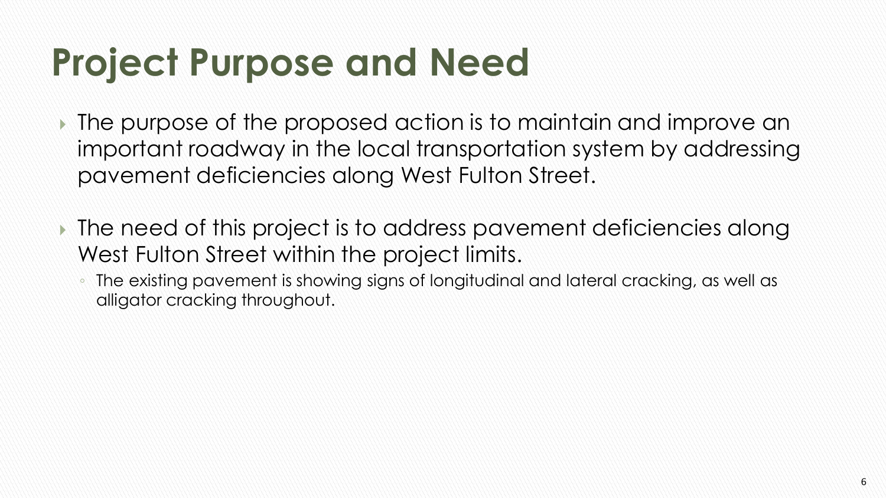# Project Purpose and Need

- The purpose of the proposed action is to maintain and improve an important roadway in the local transportation system by addressing pavement deficiencies along West Fulton Street.

- The need of this project is to address pavement deficiencies along West Fulton Street within the project limits.
  - The existing pavement is showing signs of longitudinal and lateral cracking, as well as alligator cracking throughout.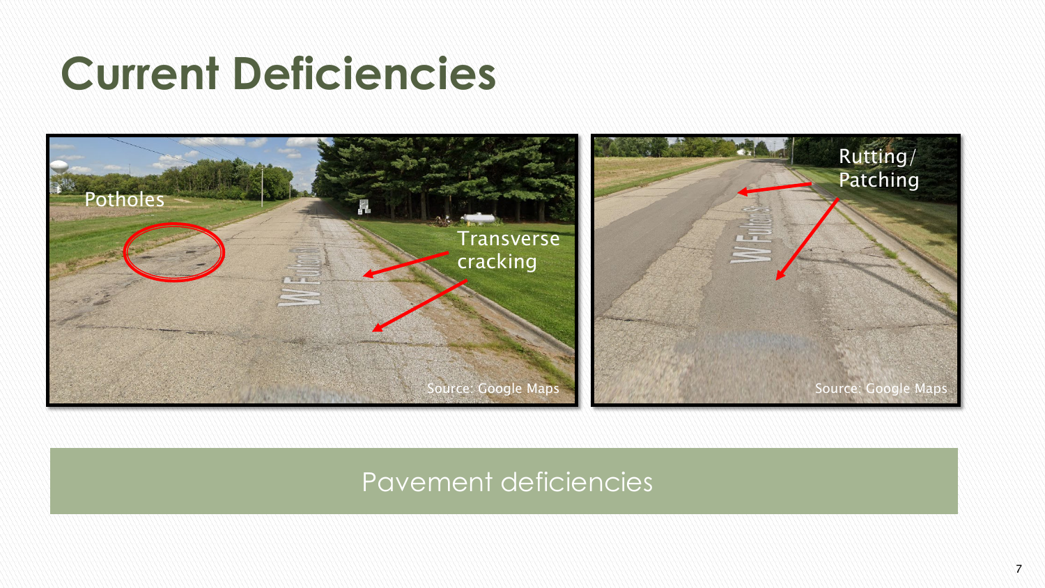# Current Deficiencies

Potholes

Transverse cracking

Source: Google Maps

Rutting/ Patching

Source: Google Maps

Pavement deficiencies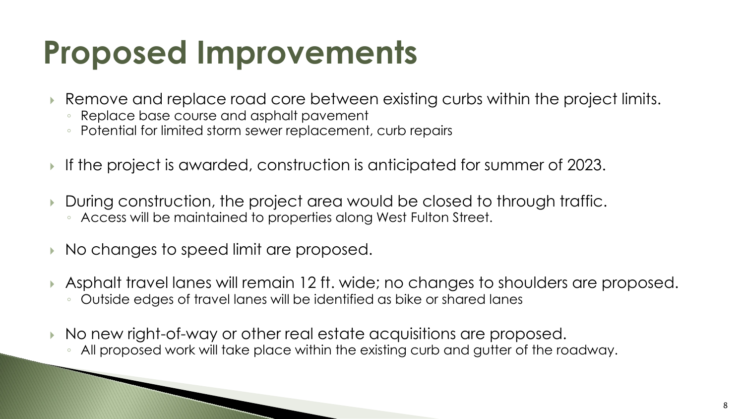# Proposed Improvements

- Remove and replace road core between existing curbs within the project limits.
  - Replace base course and asphalt pavement
  - Potential for limited storm sewer replacement, curb repairs

- If the project is awarded, construction is anticipated for summer of 2023.

- During construction, the project area would be closed to through traffic.
  - Access will be maintained to properties along West Fulton Street.

- No changes to speed limit are proposed.

- Asphalt travel lanes will remain 12 ft. wide; no changes to shoulders are proposed.
  - Outside edges of travel lanes will be identified as bike or shared lanes

- No new right-of-way or other real estate acquisitions are proposed.
  - All proposed work will take place within the existing curb and gutter of the roadway.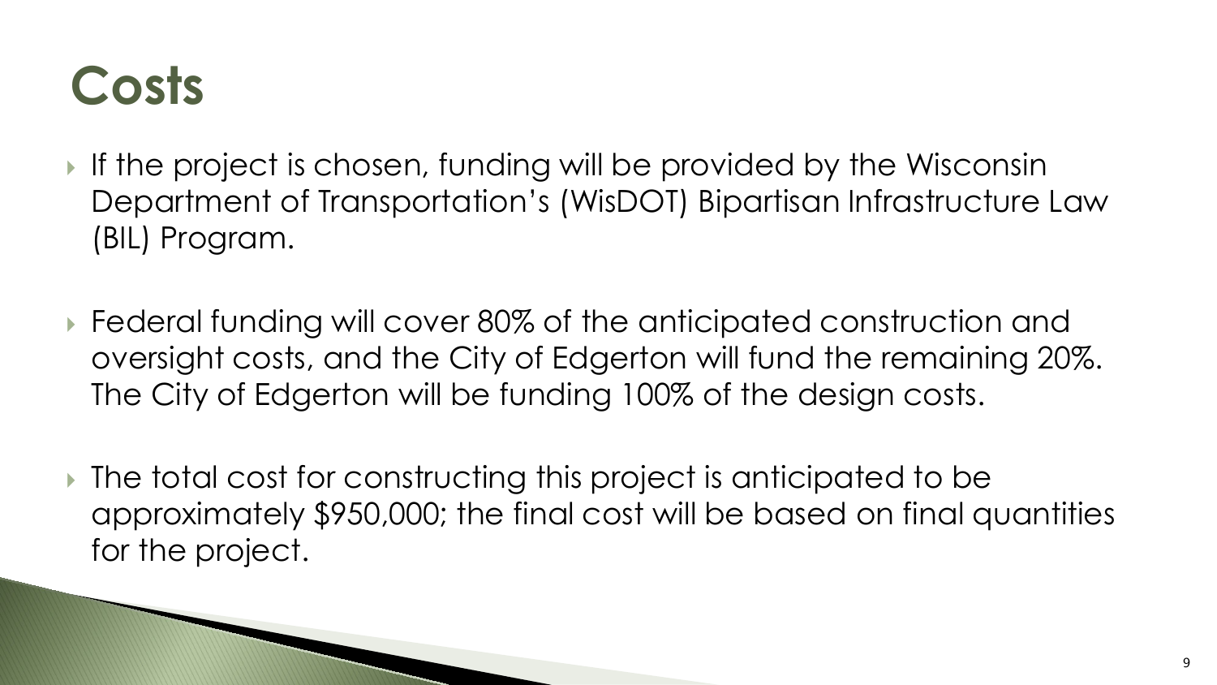# Costs

- If the project is chosen, funding will be provided by the Wisconsin Department of Transportation's (WisDOT) Bipartisan Infrastructure Law (BIL) Program.
- Federal funding will cover 80% of the anticipated construction and oversight costs, and the City of Edgerton will fund the remaining 20%. The City of Edgerton will be funding 100% of the design costs.
- The total cost for constructing this project is anticipated to be approximately $950,000; the final cost will be based on final quantities for the project.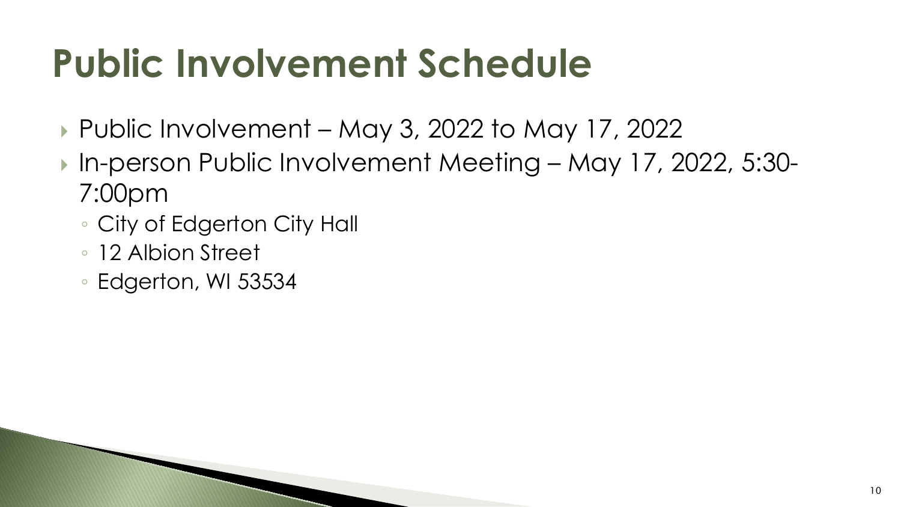# Public Involvement Schedule

- Public Involvement – May 3, 2022 to May 17, 2022
- In-person Public Involvement Meeting – May 17, 2022, 5:30-7:00pm
  - City of Edgerton City Hall
  - 12 Albion Street
  - Edgerton, WI 53534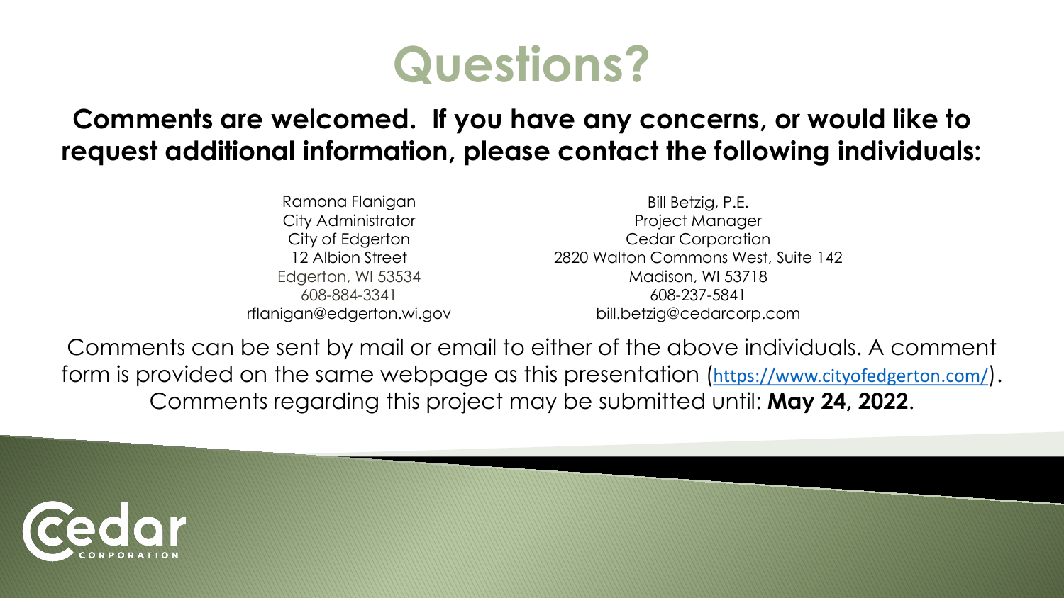# Questions?

**Comments are welcomed. If you have any concerns, or would like to request additional information, please contact the following individuals:**

Ramona Flanigan
City Administrator
City of Edgerton
12 Albion Street
Edgerton, WI 53534
608-884-3341
rflanigan@edgerton.wi.gov

Bill Betzig, P.E.
Project Manager
Cedar Corporation
2820 Walton Commons West, Suite 142
Madison, WI 53718
608-237-5841
bill.betzig@cedarcorp.com

Comments can be sent by mail or email to either of the above individuals. A comment form is provided on the same webpage as this presentation (https://www.cityofedgerton.com/). Comments regarding this project may be submitted until: **May 24, 2022**.

Cedar CORPORATION